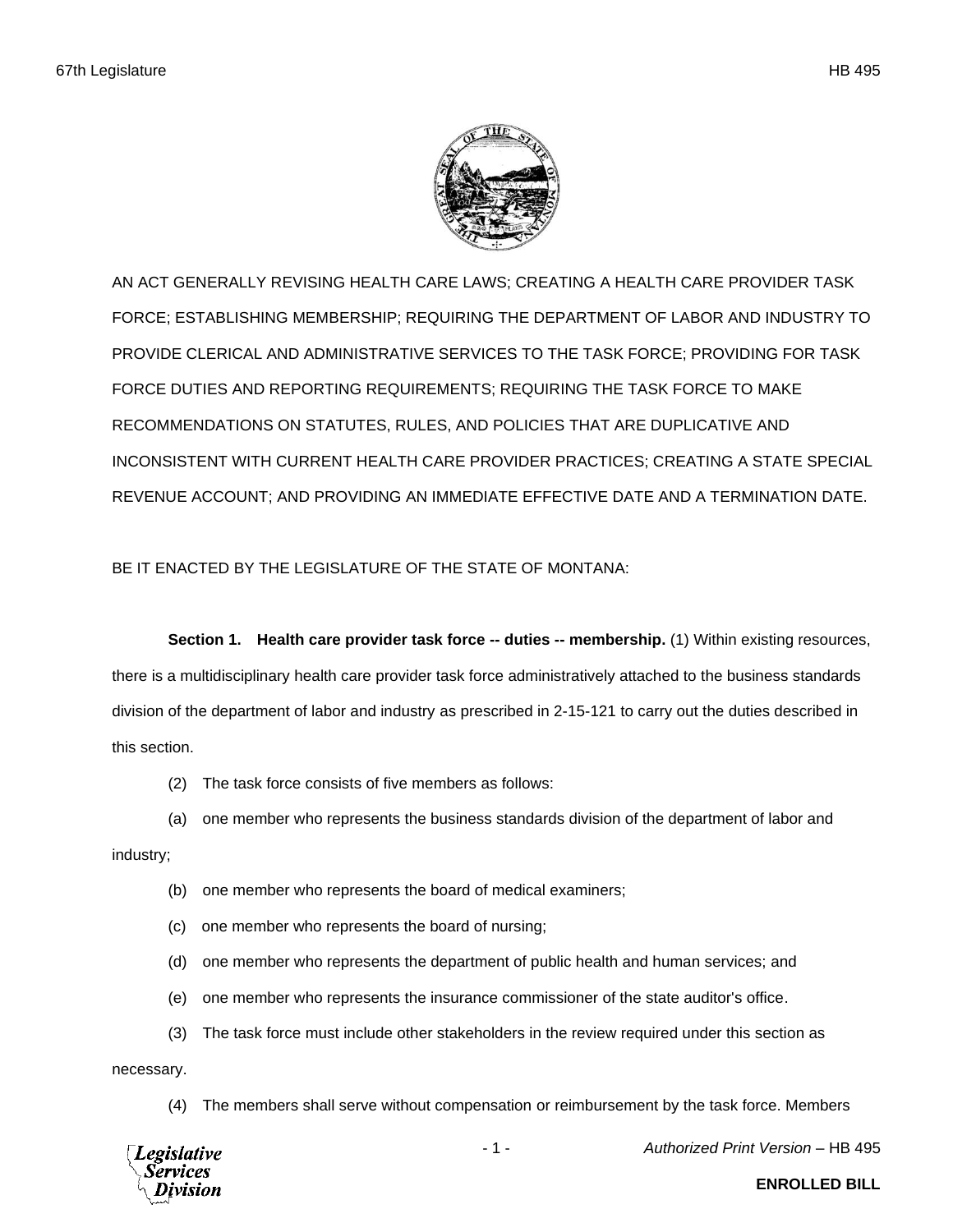AN ACT GENERALLY REVISING HEALTH CARE LAWS; CREATING A HEALTH CARE PROVIDER TASK FORCE; ESTABLISHING MEMBERSHIP; REQUIRING THE DEPARTMENT OF LABOR AND INDUSTRY TO PROVIDE CLERICAL AND ADMINISTRATIVE SERVICES TO THE TASK FORCE; PROVIDING FOR TASK FORCE DUTIES AND REPORTING REQUIREMENTS; REQUIRING THE TASK FORCE TO MAKE RECOMMENDATIONS ON STATUTES, RULES, AND POLICIES THAT ARE DUPLICATIVE AND INCONSISTENT WITH CURRENT HEALTH CARE PROVIDER PRACTICES; CREATING A STATE SPECIAL REVENUE ACCOUNT; AND PROVIDING AN IMMEDIATE EFFECTIVE DATE AND A TERMINATION DATE.

BE IT ENACTED BY THE LEGISLATURE OF THE STATE OF MONTANA:

**Section 1. Health care provider task force -- duties -- membership.** (1) Within existing resources, there is a multidisciplinary health care provider task force administratively attached to the business standards division of the department of labor and industry as prescribed in 2-15-121 to carry out the duties described in this section.

(2) The task force consists of five members as follows:

(a) one member who represents the business standards division of the department of labor and industry;

(b) one member who represents the board of medical examiners;

(c) one member who represents the board of nursing;

(d) one member who represents the department of public health and human services; and

(e) one member who represents the insurance commissioner of the state auditor's office.

(3) The task force must include other stakeholders in the review required under this section as necessary.

(4) The members shall serve without compensation or reimbursement by the task force. Members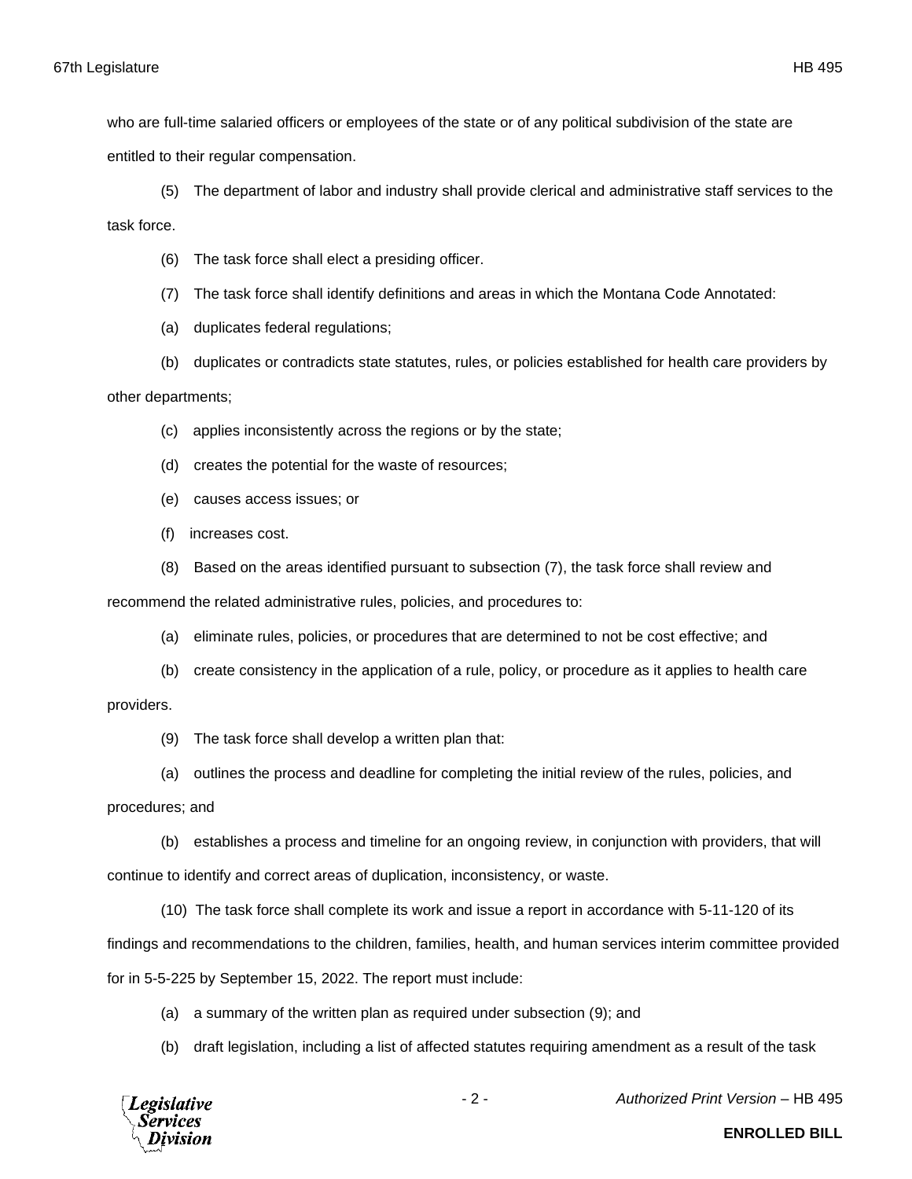who are full-time salaried officers or employees of the state or of any political subdivision of the state are entitled to their regular compensation.

(5) The department of labor and industry shall provide clerical and administrative staff services to the task force.

(6) The task force shall elect a presiding officer.

(7) The task force shall identify definitions and areas in which the Montana Code Annotated:

(a) duplicates federal regulations;

(b) duplicates or contradicts state statutes, rules, or policies established for health care providers by other departments;

(c) applies inconsistently across the regions or by the state;

(d) creates the potential for the waste of resources;

(e) causes access issues; or

(f) increases cost.

(8) Based on the areas identified pursuant to subsection (7), the task force shall review and recommend the related administrative rules, policies, and procedures to:

(a) eliminate rules, policies, or procedures that are determined to not be cost effective; and

(b) create consistency in the application of a rule, policy, or procedure as it applies to health care providers.

(9) The task force shall develop a written plan that:

(a) outlines the process and deadline for completing the initial review of the rules, policies, and procedures; and

(b) establishes a process and timeline for an ongoing review, in conjunction with providers, that will continue to identify and correct areas of duplication, inconsistency, or waste.

(10) The task force shall complete its work and issue a report in accordance with 5-11-120 of its findings and recommendations to the children, families, health, and human services interim committee provided for in 5-5-225 by September 15, 2022. The report must include:

(a) a summary of the written plan as required under subsection (9); and

(b) draft legislation, including a list of affected statutes requiring amendment as a result of the task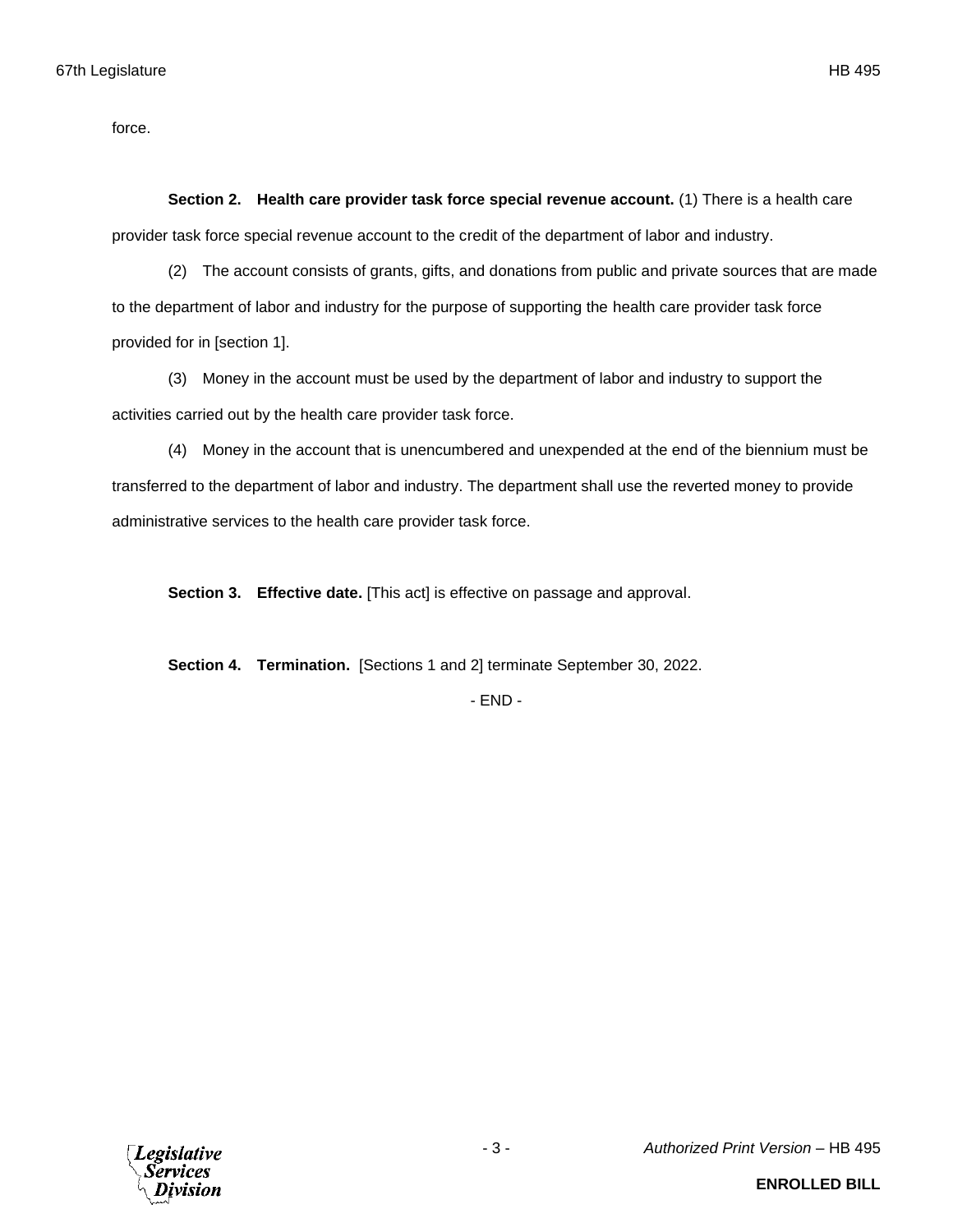force.

**Section 2. Health care provider task force special revenue account.** (1) There is a health care provider task force special revenue account to the credit of the department of labor and industry.

(2) The account consists of grants, gifts, and donations from public and private sources that are made to the department of labor and industry for the purpose of supporting the health care provider task force provided for in [section 1].

(3) Money in the account must be used by the department of labor and industry to support the activities carried out by the health care provider task force.

(4) Money in the account that is unencumbered and unexpended at the end of the biennium must be transferred to the department of labor and industry. The department shall use the reverted money to provide administrative services to the health care provider task force.

**Section 3. Effective date.** [This act] is effective on passage and approval.

**Section 4. Termination.** [Sections 1 and 2] terminate September 30, 2022.

- END -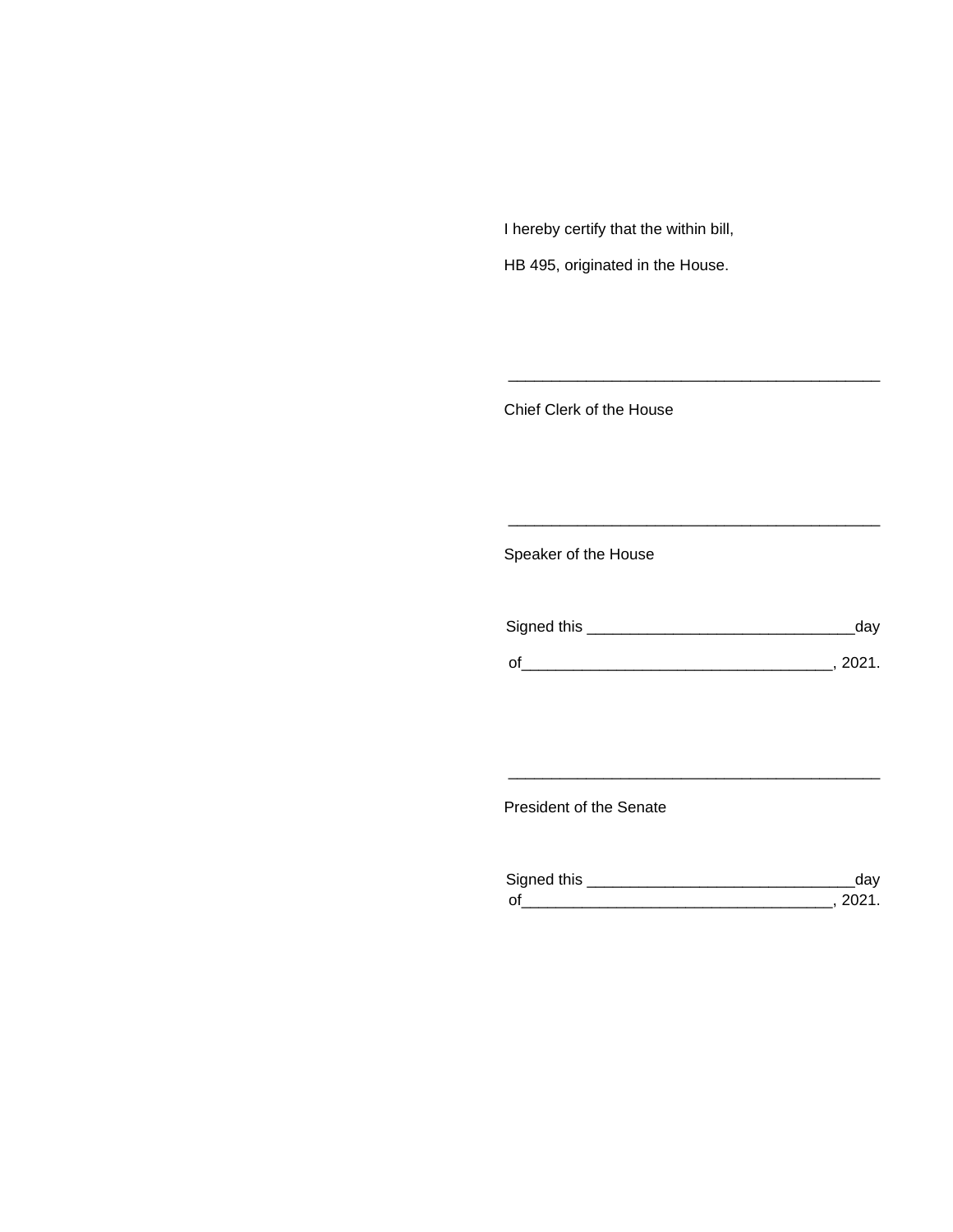I hereby certify that the within bill,

HB 495, originated in the House.

\_\_\_\_\_\_\_\_\_\_\_\_\_\_\_\_\_\_\_\_\_\_\_\_\_\_\_\_\_\_\_\_\_\_\_\_\_\_\_\_\_\_\_

Chief Clerk of the House

\_\_\_\_\_\_\_\_\_\_\_\_\_\_\_\_\_\_\_\_\_\_\_\_\_\_\_\_\_\_\_\_\_\_\_\_\_\_\_\_\_\_\_

Speaker of the House

Signed this \_\_\_\_\_\_\_\_\_\_\_\_\_\_\_\_\_\_\_\_\_\_\_\_\_\_\_\_\_\_day

of\_\_\_\_\_\_\_\_\_\_\_\_\_\_\_\_\_\_\_\_\_\_\_\_\_\_\_\_\_\_\_\_\_\_, 2021.

\_\_\_\_\_\_\_\_\_\_\_\_\_\_\_\_\_\_\_\_\_\_\_\_\_\_\_\_\_\_\_\_\_\_\_\_\_\_\_\_\_\_\_

President of the Senate

Signed this \_\_\_\_\_\_\_\_\_\_\_\_\_\_\_\_\_\_\_\_\_\_\_\_\_\_\_\_\_\_day

of\_\_\_\_\_\_\_\_\_\_\_\_\_\_\_\_\_\_\_\_\_\_\_\_\_\_\_\_\_\_\_\_\_\_, 2021.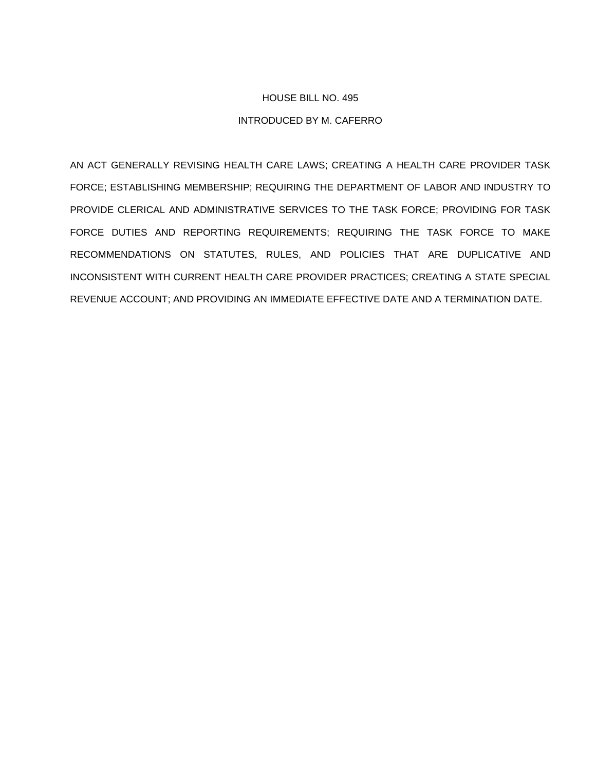HOUSE BILL NO. 495

INTRODUCED BY M. CAFERRO

AN ACT GENERALLY REVISING HEALTH CARE LAWS; CREATING A HEALTH CARE PROVIDER TASK FORCE; ESTABLISHING MEMBERSHIP; REQUIRING THE DEPARTMENT OF LABOR AND INDUSTRY TO PROVIDE CLERICAL AND ADMINISTRATIVE SERVICES TO THE TASK FORCE; PROVIDING FOR TASK FORCE DUTIES AND REPORTING REQUIREMENTS; REQUIRING THE TASK FORCE TO MAKE RECOMMENDATIONS ON STATUTES, RULES, AND POLICIES THAT ARE DUPLICATIVE AND INCONSISTENT WITH CURRENT HEALTH CARE PROVIDER PRACTICES; CREATING A STATE SPECIAL REVENUE ACCOUNT; AND PROVIDING AN IMMEDIATE EFFECTIVE DATE AND A TERMINATION DATE.